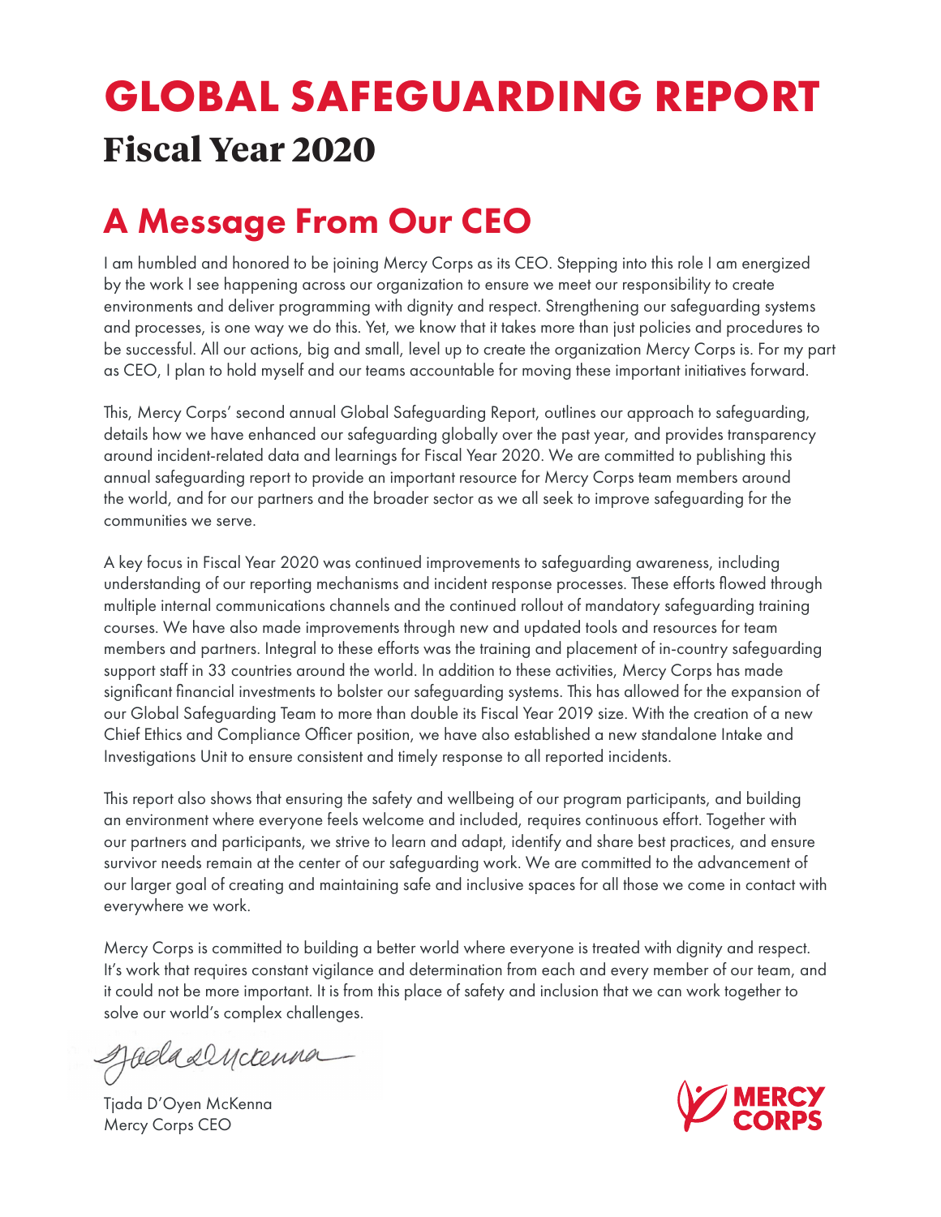# GLOBAL SAFEGUARDING REPORT
## Fiscal Year 2020

## A Message From Our CEO

I am humbled and honored to be joining Mercy Corps as its CEO. Stepping into this role I am energized by the work I see happening across our organization to ensure we meet our responsibility to create environments and deliver programming with dignity and respect. Strengthening our safeguarding systems and processes, is one way we do this. Yet, we know that it takes more than just policies and procedures to be successful. All our actions, big and small, level up to create the organization Mercy Corps is. For my part as CEO, I plan to hold myself and our teams accountable for moving these important initiatives forward.

This, Mercy Corps' second annual Global Safeguarding Report, outlines our approach to safeguarding, details how we have enhanced our safeguarding globally over the past year, and provides transparency around incident-related data and learnings for Fiscal Year 2020. We are committed to publishing this annual safeguarding report to provide an important resource for Mercy Corps team members around the world, and for our partners and the broader sector as we all seek to improve safeguarding for the communities we serve.

A key focus in Fiscal Year 2020 was continued improvements to safeguarding awareness, including understanding of our reporting mechanisms and incident response processes. These efforts flowed through multiple internal communications channels and the continued rollout of mandatory safeguarding training courses. We have also made improvements through new and updated tools and resources for team members and partners. Integral to these efforts was the training and placement of in-country safeguarding support staff in 33 countries around the world. In addition to these activities, Mercy Corps has made significant financial investments to bolster our safeguarding systems. This has allowed for the expansion of our Global Safeguarding Team to more than double its Fiscal Year 2019 size. With the creation of a new Chief Ethics and Compliance Officer position, we have also established a new standalone Intake and Investigations Unit to ensure consistent and timely response to all reported incidents.

This report also shows that ensuring the safety and wellbeing of our program participants, and building an environment where everyone feels welcome and included, requires continuous effort. Together with our partners and participants, we strive to learn and adapt, identify and share best practices, and ensure survivor needs remain at the center of our safeguarding work. We are committed to the advancement of our larger goal of creating and maintaining safe and inclusive spaces for all those we come in contact with everywhere we work.

Mercy Corps is committed to building a better world where everyone is treated with dignity and respect. It's work that requires constant vigilance and determination from each and every member of our team, and it could not be more important. It is from this place of safety and inclusion that we can work together to solve our world's complex challenges.

Tjada D'Oyen McKenna
Mercy Corps CEO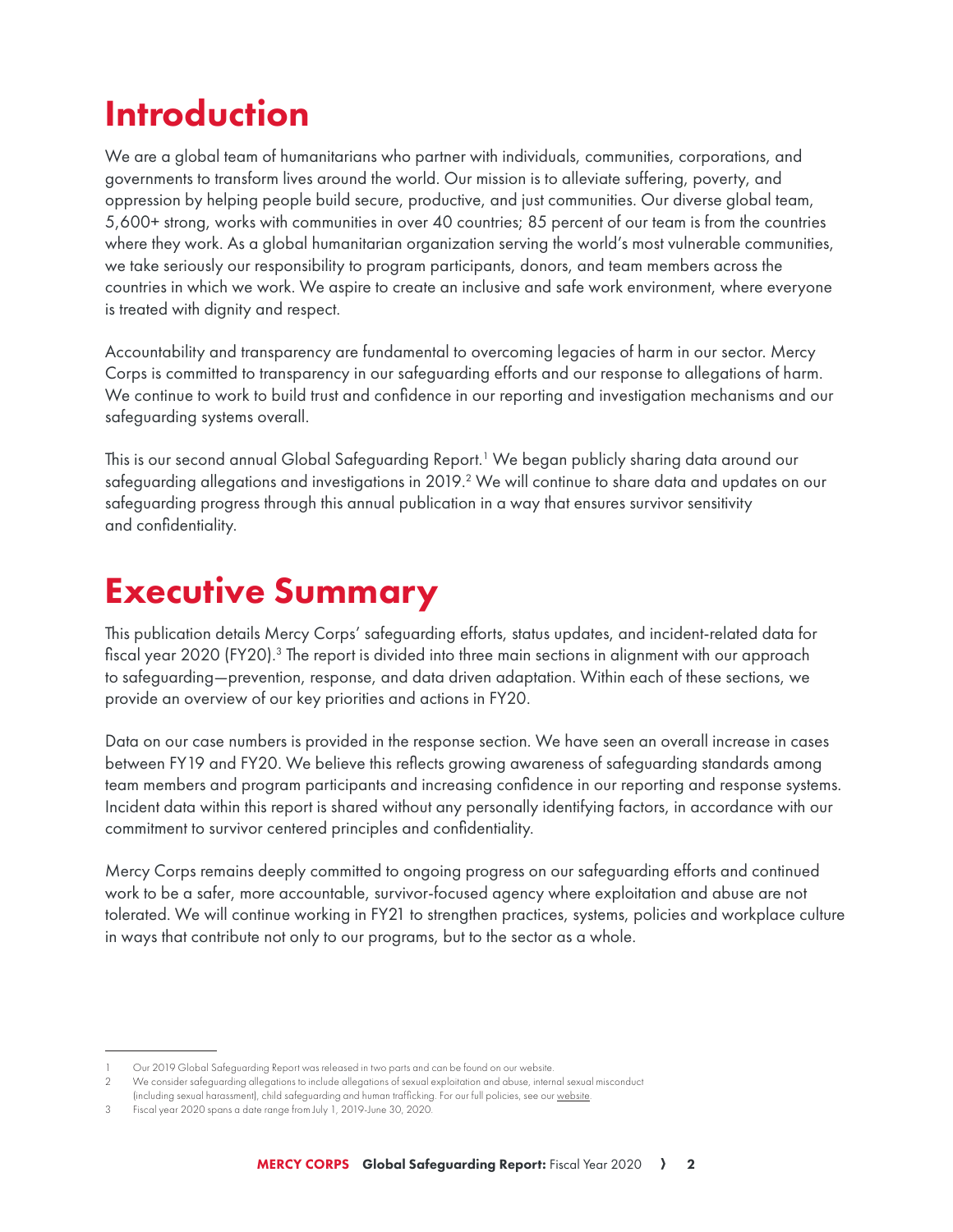# Introduction

We are a global team of humanitarians who partner with individuals, communities, corporations, and governments to transform lives around the world. Our mission is to alleviate suffering, poverty, and oppression by helping people build secure, productive, and just communities. Our diverse global team, 5,600+ strong, works with communities in over 40 countries; 85 percent of our team is from the countries where they work. As a global humanitarian organization serving the world's most vulnerable communities, we take seriously our responsibility to program participants, donors, and team members across the countries in which we work. We aspire to create an inclusive and safe work environment, where everyone is treated with dignity and respect.

Accountability and transparency are fundamental to overcoming legacies of harm in our sector. Mercy Corps is committed to transparency in our safeguarding efforts and our response to allegations of harm. We continue to work to build trust and confidence in our reporting and investigation mechanisms and our safeguarding systems overall.

This is our second annual Global Safeguarding Report.[1] We began publicly sharing data around our safeguarding allegations and investigations in 2019.[2] We will continue to share data and updates on our safeguarding progress through this annual publication in a way that ensures survivor sensitivity and confidentiality.

# Executive Summary

This publication details Mercy Corps' safeguarding efforts, status updates, and incident-related data for fiscal year 2020 (FY20).[3] The report is divided into three main sections in alignment with our approach to safeguarding—prevention, response, and data driven adaptation. Within each of these sections, we provide an overview of our key priorities and actions in FY20.

Data on our case numbers is provided in the response section. We have seen an overall increase in cases between FY19 and FY20. We believe this reflects growing awareness of safeguarding standards among team members and program participants and increasing confidence in our reporting and response systems. Incident data within this report is shared without any personally identifying factors, in accordance with our commitment to survivor centered principles and confidentiality.

Mercy Corps remains deeply committed to ongoing progress on our safeguarding efforts and continued work to be a safer, more accountable, survivor-focused agency where exploitation and abuse are not tolerated. We will continue working in FY21 to strengthen practices, systems, policies and workplace culture in ways that contribute not only to our programs, but to the sector as a whole.

---

1 Our 2019 Global Safeguarding Report was released in two parts and can be found on our website.

2 We consider safeguarding allegations to include allegations of sexual exploitation and abuse, internal sexual misconduct (including sexual harassment), child safeguarding and human trafficking. For our full policies, see our website.

3 Fiscal year 2020 spans a date range from July 1, 2019-June 30, 2020.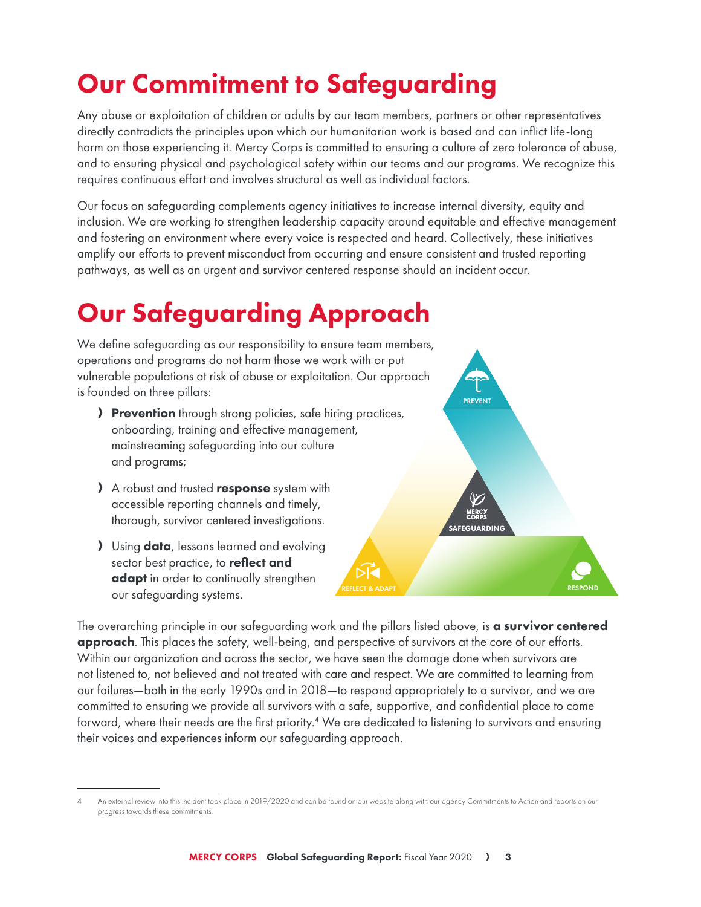# Our Commitment to Safeguarding

Any abuse or exploitation of children or adults by our team members, partners or other representatives directly contradicts the principles upon which our humanitarian work is based and can inflict life-long harm on those experiencing it. Mercy Corps is committed to ensuring a culture of zero tolerance of abuse, and to ensuring physical and psychological safety within our teams and our programs. We recognize this requires continuous effort and involves structural as well as individual factors.

Our focus on safeguarding complements agency initiatives to increase internal diversity, equity and inclusion. We are working to strengthen leadership capacity around equitable and effective management and fostering an environment where every voice is respected and heard. Collectively, these initiatives amplify our efforts to prevent misconduct from occurring and ensure consistent and trusted reporting pathways, as well as an urgent and survivor centered response should an incident occur.

# Our Safeguarding Approach

We define safeguarding as our responsibility to ensure team members, operations and programs do not harm those we work with or put vulnerable populations at risk of abuse or exploitation. Our approach is founded on three pillars:

- **Prevention** through strong policies, safe hiring practices, onboarding, training and effective management, mainstreaming safeguarding into our culture and programs;
- A robust and trusted **response** system with accessible reporting channels and timely, thorough, survivor centered investigations.
- Using **data**, lessons learned and evolving sector best practice, to **reflect and adapt** in order to continually strengthen our safeguarding systems.

PREVENT

MERCY CORPS SAFEGUARDING

REFLECT & ADAPT

RESPOND

The overarching principle in our safeguarding work and the pillars listed above, is **a survivor centered approach**. This places the safety, well-being, and perspective of survivors at the core of our efforts. Within our organization and across the sector, we have seen the damage done when survivors are not listened to, not believed and not treated with care and respect. We are committed to learning from our failures—both in the early 1990s and in 2018—to respond appropriately to a survivor, and we are committed to ensuring we provide all survivors with a safe, supportive, and confidential place to come forward, where their needs are the first priority.[4] We are dedicated to listening to survivors and ensuring their voices and experiences inform our safeguarding approach.

---

4 An external review into this incident took place in 2019/2020 and can be found on our website along with our agency Commitments to Action and reports on our progress towards these commitments.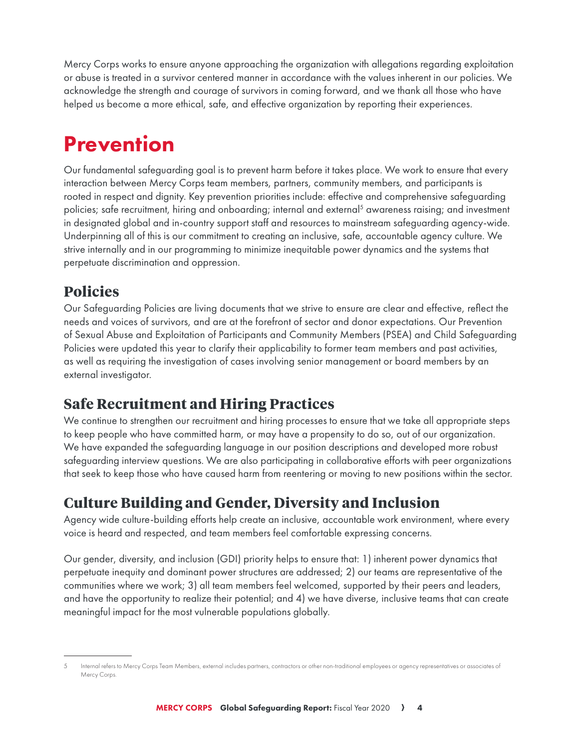Mercy Corps works to ensure anyone approaching the organization with allegations regarding exploitation or abuse is treated in a survivor centered manner in accordance with the values inherent in our policies. We acknowledge the strength and courage of survivors in coming forward, and we thank all those who have helped us become a more ethical, safe, and effective organization by reporting their experiences.

# Prevention

Our fundamental safeguarding goal is to prevent harm before it takes place. We work to ensure that every interaction between Mercy Corps team members, partners, community members, and participants is rooted in respect and dignity. Key prevention priorities include: effective and comprehensive safeguarding policies; safe recruitment, hiring and onboarding; internal and external[5] awareness raising; and investment in designated global and in-country support staff and resources to mainstream safeguarding agency-wide. Underpinning all of this is our commitment to creating an inclusive, safe, accountable agency culture. We strive internally and in our programming to minimize inequitable power dynamics and the systems that perpetuate discrimination and oppression.

## Policies

Our Safeguarding Policies are living documents that we strive to ensure are clear and effective, reflect the needs and voices of survivors, and are at the forefront of sector and donor expectations. Our Prevention of Sexual Abuse and Exploitation of Participants and Community Members (PSEA) and Child Safeguarding Policies were updated this year to clarify their applicability to former team members and past activities, as well as requiring the investigation of cases involving senior management or board members by an external investigator.

## Safe Recruitment and Hiring Practices

We continue to strengthen our recruitment and hiring processes to ensure that we take all appropriate steps to keep people who have committed harm, or may have a propensity to do so, out of our organization. We have expanded the safeguarding language in our position descriptions and developed more robust safeguarding interview questions. We are also participating in collaborative efforts with peer organizations that seek to keep those who have caused harm from reentering or moving to new positions within the sector.

## Culture Building and Gender, Diversity and Inclusion

Agency wide culture-building efforts help create an inclusive, accountable work environment, where every voice is heard and respected, and team members feel comfortable expressing concerns.

Our gender, diversity, and inclusion (GDI) priority helps to ensure that: 1) inherent power dynamics that perpetuate inequity and dominant power structures are addressed; 2) our teams are representative of the communities where we work; 3) all team members feel welcomed, supported by their peers and leaders, and have the opportunity to realize their potential; and 4) we have diverse, inclusive teams that can create meaningful impact for the most vulnerable populations globally.

---

5 Internal refers to Mercy Corps Team Members, external includes partners, contractors or other non-traditional employees or agency representatives or associates of Mercy Corps.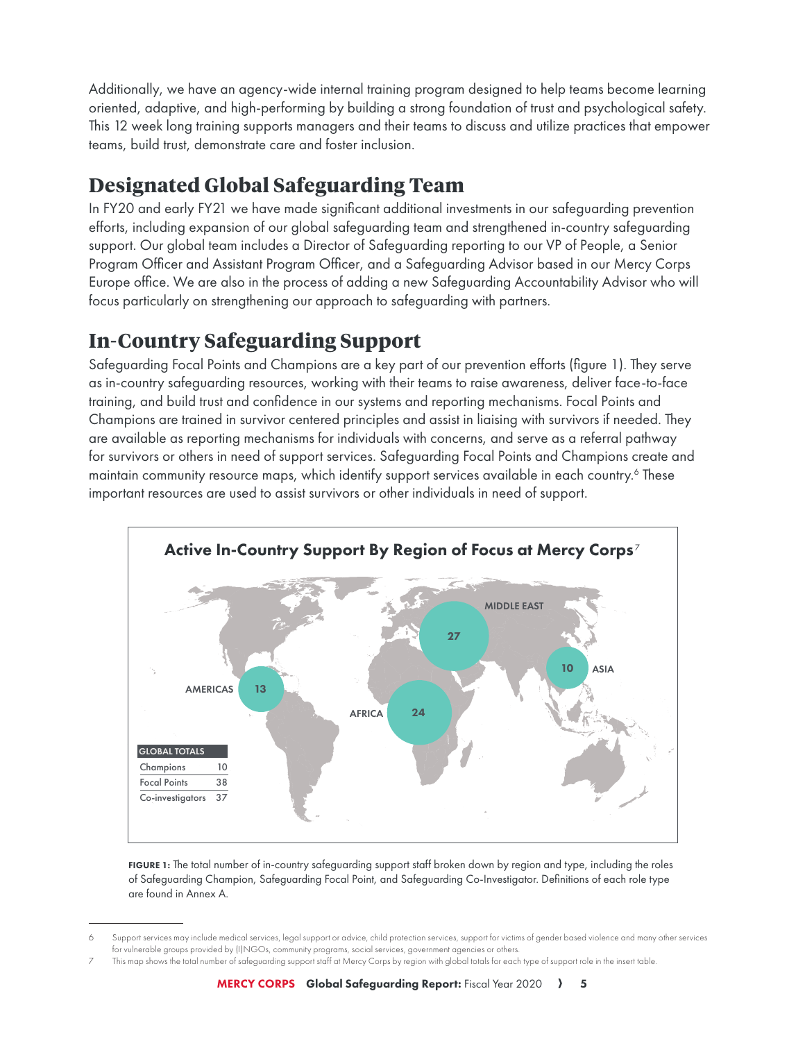Additionally, we have an agency-wide internal training program designed to help teams become learning oriented, adaptive, and high-performing by building a strong foundation of trust and psychological safety. This 12 week long training supports managers and their teams to discuss and utilize practices that empower teams, build trust, demonstrate care and foster inclusion.

## Designated Global Safeguarding Team

In FY20 and early FY21 we have made significant additional investments in our safeguarding prevention efforts, including expansion of our global safeguarding team and strengthened in-country safeguarding support. Our global team includes a Director of Safeguarding reporting to our VP of People, a Senior Program Officer and Assistant Program Officer, and a Safeguarding Advisor based in our Mercy Corps Europe office. We are also in the process of adding a new Safeguarding Accountability Advisor who will focus particularly on strengthening our approach to safeguarding with partners.

## In-Country Safeguarding Support

Safeguarding Focal Points and Champions are a key part of our prevention efforts (figure 1). They serve as in-country safeguarding resources, working with their teams to raise awareness, deliver face-to-face training, and build trust and confidence in our systems and reporting mechanisms. Focal Points and Champions are trained in survivor centered principles and assist in liaising with survivors if needed. They are available as reporting mechanisms for individuals with concerns, and serve as a referral pathway for survivors or others in need of support services. Safeguarding Focal Points and Champions create and maintain community resource maps, which identify support services available in each country.[6] These important resources are used to assist survivors or other individuals in need of support.

**Active In-Country Support By Region of Focus at Mercy Corps**[7]

| Region | Count |
|---|---|
| Middle East | 27 |
| Africa | 24 |
| Americas | 13 |
| Asia | 10 |

| GLOBAL TOTALS | |
|---|---|
| Champions | 10 |
| Focal Points | 38 |
| Co-investigators | 37 |

**FIGURE 1:** The total number of in-country safeguarding support staff broken down by region and type, including the roles of Safeguarding Champion, Safeguarding Focal Point, and Safeguarding Co-Investigator. Definitions of each role type are found in Annex A.

---

6 Support services may include medical services, legal support or advice, child protection services, support for victims of gender based violence and many other services for vulnerable groups provided by (I)NGOs, community programs, social services, government agencies or others.

7 This map shows the total number of safeguarding support staff at Mercy Corps by region with global totals for each type of support role in the insert table.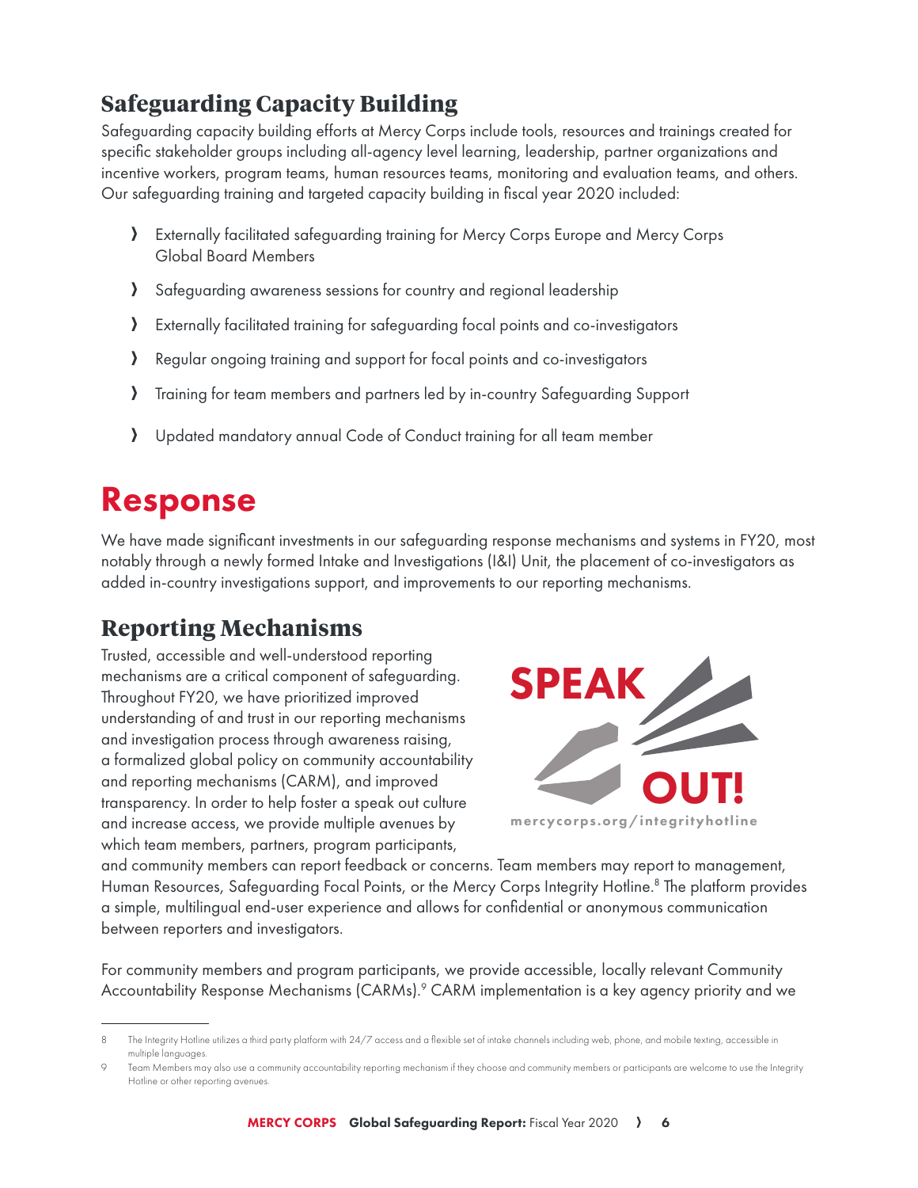## Safeguarding Capacity Building

Safeguarding capacity building efforts at Mercy Corps include tools, resources and trainings created for specific stakeholder groups including all-agency level learning, leadership, partner organizations and incentive workers, program teams, human resources teams, monitoring and evaluation teams, and others. Our safeguarding training and targeted capacity building in fiscal year 2020 included:

- Externally facilitated safeguarding training for Mercy Corps Europe and Mercy Corps Global Board Members
- Safeguarding awareness sessions for country and regional leadership
- Externally facilitated training for safeguarding focal points and co-investigators
- Regular ongoing training and support for focal points and co-investigators
- Training for team members and partners led by in-country Safeguarding Support
- Updated mandatory annual Code of Conduct training for all team member

# Response

We have made significant investments in our safeguarding response mechanisms and systems in FY20, most notably through a newly formed Intake and Investigations (I&I) Unit, the placement of co-investigators as added in-country investigations support, and improvements to our reporting mechanisms.

## Reporting Mechanisms

Trusted, accessible and well-understood reporting mechanisms are a critical component of safeguarding. Throughout FY20, we have prioritized improved understanding of and trust in our reporting mechanisms and investigation process through awareness raising, a formalized global policy on community accountability and reporting mechanisms (CARM), and improved transparency. In order to help foster a speak out culture and increase access, we provide multiple avenues by which team members, partners, program participants, and community members can report feedback or concerns. Team members may report to management, Human Resources, Safeguarding Focal Points, or the Mercy Corps Integrity Hotline.[8] The platform provides a simple, multilingual end-user experience and allows for confidential or anonymous communication between reporters and investigators.

SPEAK OUT!

mercycorps.org/integrityhotline

For community members and program participants, we provide accessible, locally relevant Community Accountability Response Mechanisms (CARMs).[9] CARM implementation is a key agency priority and we

8 The Integrity Hotline utilizes a third party platform with 24/7 access and a flexible set of intake channels including web, phone, and mobile texting, accessible in multiple languages.

9 Team Members may also use a community accountability reporting mechanism if they choose and community members or participants are welcome to use the Integrity Hotline or other reporting avenues.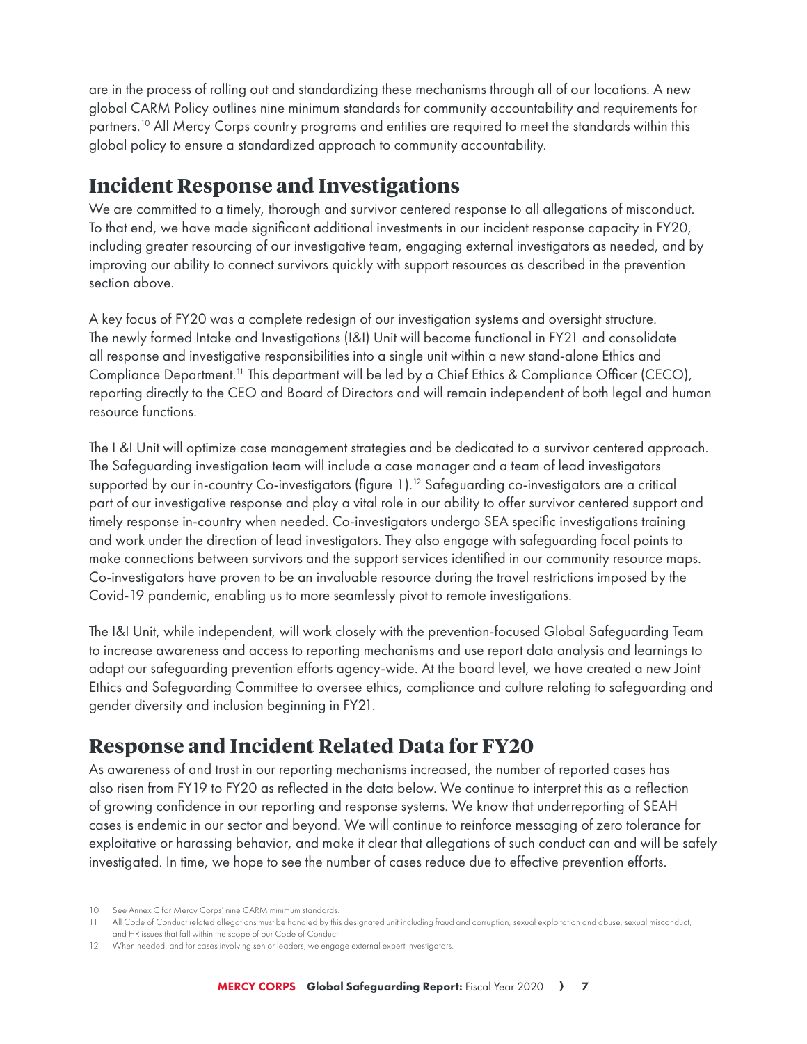are in the process of rolling out and standardizing these mechanisms through all of our locations. A new global CARM Policy outlines nine minimum standards for community accountability and requirements for partners.[10] All Mercy Corps country programs and entities are required to meet the standards within this global policy to ensure a standardized approach to community accountability.

## Incident Response and Investigations

We are committed to a timely, thorough and survivor centered response to all allegations of misconduct. To that end, we have made significant additional investments in our incident response capacity in FY20, including greater resourcing of our investigative team, engaging external investigators as needed, and by improving our ability to connect survivors quickly with support resources as described in the prevention section above.

A key focus of FY20 was a complete redesign of our investigation systems and oversight structure. The newly formed Intake and Investigations (I&I) Unit will become functional in FY21 and consolidate all response and investigative responsibilities into a single unit within a new stand-alone Ethics and Compliance Department.[11] This department will be led by a Chief Ethics & Compliance Officer (CECO), reporting directly to the CEO and Board of Directors and will remain independent of both legal and human resource functions.

The I &I Unit will optimize case management strategies and be dedicated to a survivor centered approach. The Safeguarding investigation team will include a case manager and a team of lead investigators supported by our in-country Co-investigators (figure 1).[12] Safeguarding co-investigators are a critical part of our investigative response and play a vital role in our ability to offer survivor centered support and timely response in-country when needed. Co-investigators undergo SEA specific investigations training and work under the direction of lead investigators. They also engage with safeguarding focal points to make connections between survivors and the support services identified in our community resource maps. Co-investigators have proven to be an invaluable resource during the travel restrictions imposed by the Covid-19 pandemic, enabling us to more seamlessly pivot to remote investigations.

The I&I Unit, while independent, will work closely with the prevention-focused Global Safeguarding Team to increase awareness and access to reporting mechanisms and use report data analysis and learnings to adapt our safeguarding prevention efforts agency-wide. At the board level, we have created a new Joint Ethics and Safeguarding Committee to oversee ethics, compliance and culture relating to safeguarding and gender diversity and inclusion beginning in FY21.

## Response and Incident Related Data for FY20

As awareness of and trust in our reporting mechanisms increased, the number of reported cases has also risen from FY19 to FY20 as reflected in the data below. We continue to interpret this as a reflection of growing confidence in our reporting and response systems. We know that underreporting of SEAH cases is endemic in our sector and beyond. We will continue to reinforce messaging of zero tolerance for exploitative or harassing behavior, and make it clear that allegations of such conduct can and will be safely investigated. In time, we hope to see the number of cases reduce due to effective prevention efforts.

---

10 See Annex C for Mercy Corps' nine CARM minimum standards.

11 All Code of Conduct related allegations must be handled by this designated unit including fraud and corruption, sexual exploitation and abuse, sexual misconduct, and HR issues that fall within the scope of our Code of Conduct.

12 When needed, and for cases involving senior leaders, we engage external expert investigators.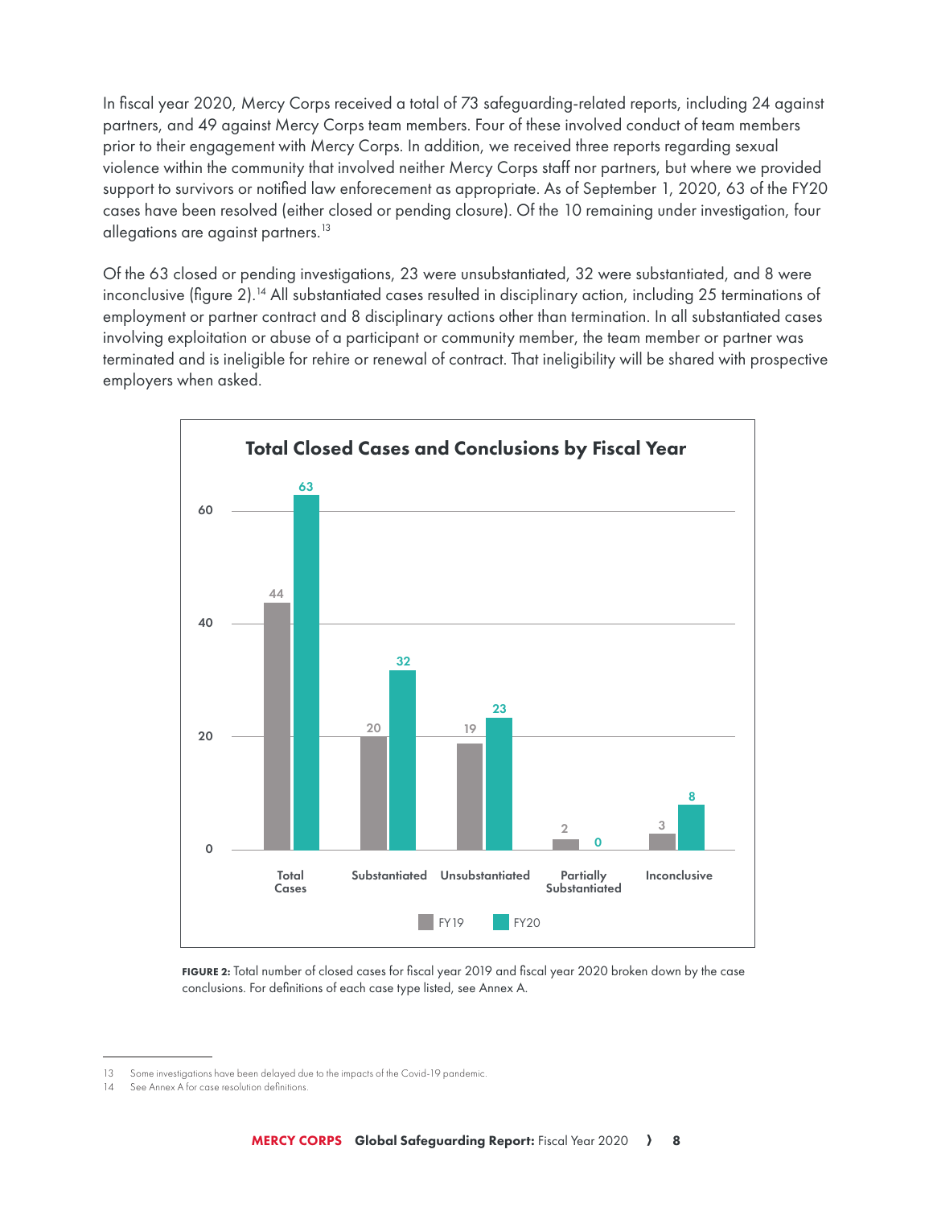In fiscal year 2020, Mercy Corps received a total of 73 safeguarding-related reports, including 24 against partners, and 49 against Mercy Corps team members. Four of these involved conduct of team members prior to their engagement with Mercy Corps. In addition, we received three reports regarding sexual violence within the community that involved neither Mercy Corps staff nor partners, but where we provided support to survivors or notified law enforcement as appropriate. As of September 1, 2020, 63 of the FY20 cases have been resolved (either closed or pending closure). Of the 10 remaining under investigation, four allegations are against partners.[13]

Of the 63 closed or pending investigations, 23 were unsubstantiated, 32 were substantiated, and 8 were inconclusive (figure 2).[14] All substantiated cases resulted in disciplinary action, including 25 terminations of employment or partner contract and 8 disciplinary actions other than termination. In all substantiated cases involving exploitation or abuse of a participant or community member, the team member or partner was terminated and is ineligible for rehire or renewal of contract. That ineligibility will be shared with prospective employers when asked.

**Total Closed Cases and Conclusions by Fiscal Year**

| | FY19 | FY20 |
|---|---|---|
| Total Cases | 44 | 63 |
| Substantiated | 20 | 32 |
| Unsubstantiated | 19 | 23 |
| Partially Substantiated | 2 | 0 |
| Inconclusive | 3 | 8 |

**FIGURE 2:** Total number of closed cases for fiscal year 2019 and fiscal year 2020 broken down by the case conclusions. For definitions of each case type listed, see Annex A.

---

13 Some investigations have been delayed due to the impacts of the Covid-19 pandemic.

14 See Annex A for case resolution definitions.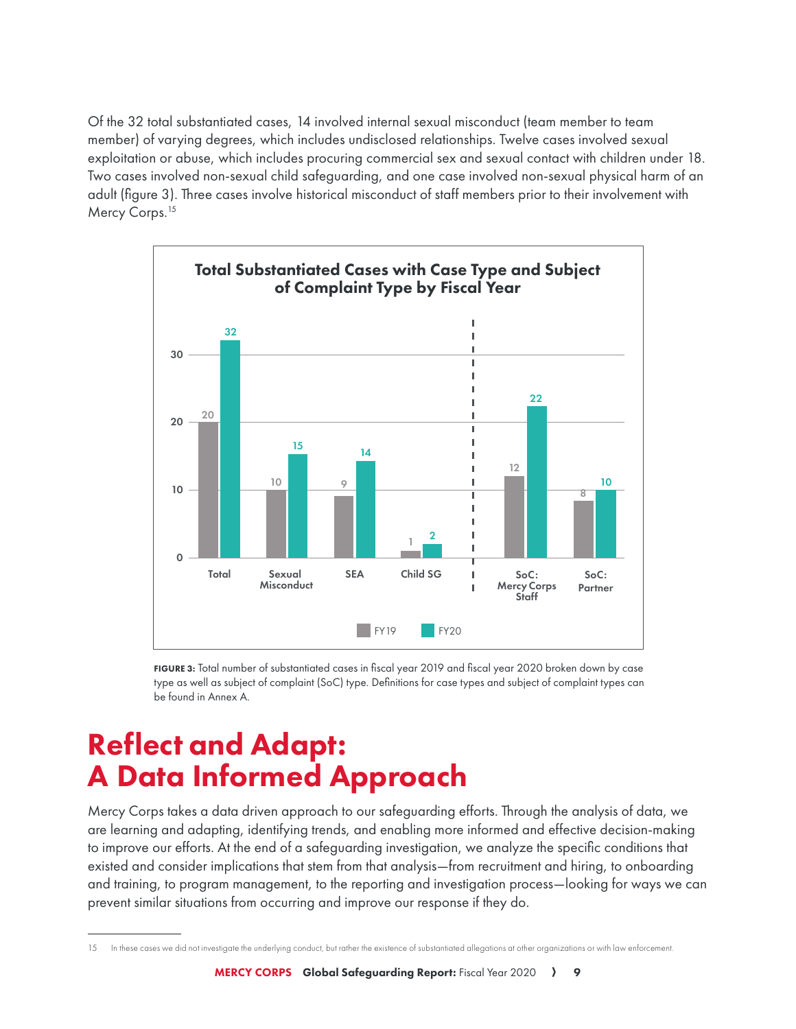Of the 32 total substantiated cases, 14 involved internal sexual misconduct (team member to team member) of varying degrees, which includes undisclosed relationships. Twelve cases involved sexual exploitation or abuse, which includes procuring commercial sex and sexual contact with children under 18. Two cases involved non-sexual child safeguarding, and one case involved non-sexual physical harm of an adult (figure 3). Three cases involve historical misconduct of staff members prior to their involvement with Mercy Corps.[15]

**Total Substantiated Cases with Case Type and Subject of Complaint Type by Fiscal Year**

| | FY19 | FY20 |
|---|---|---|
| Total | 20 | 32 |
| Sexual Misconduct | 10 | 15 |
| SEA | 9 | 14 |
| Child SG | 1 | 2 |
| SoC: Mercy Corps Staff | 12 | 22 |
| SoC: Partner | 8 | 10 |

**FIGURE 3:** Total number of substantiated cases in fiscal year 2019 and fiscal year 2020 broken down by case type as well as subject of complaint (SoC) type. Definitions for case types and subject of complaint types can be found in Annex A.

# Reflect and Adapt: A Data Informed Approach

Mercy Corps takes a data driven approach to our safeguarding efforts. Through the analysis of data, we are learning and adapting, identifying trends, and enabling more informed and effective decision-making to improve our efforts. At the end of a safeguarding investigation, we analyze the specific conditions that existed and consider implications that stem from that analysis—from recruitment and hiring, to onboarding and training, to program management, to the reporting and investigation process—looking for ways we can prevent similar situations from occurring and improve our response if they do.

---

15 In these cases we did not investigate the underlying conduct, but rather the existence of substantiated allegations at other organizations or with law enforcement.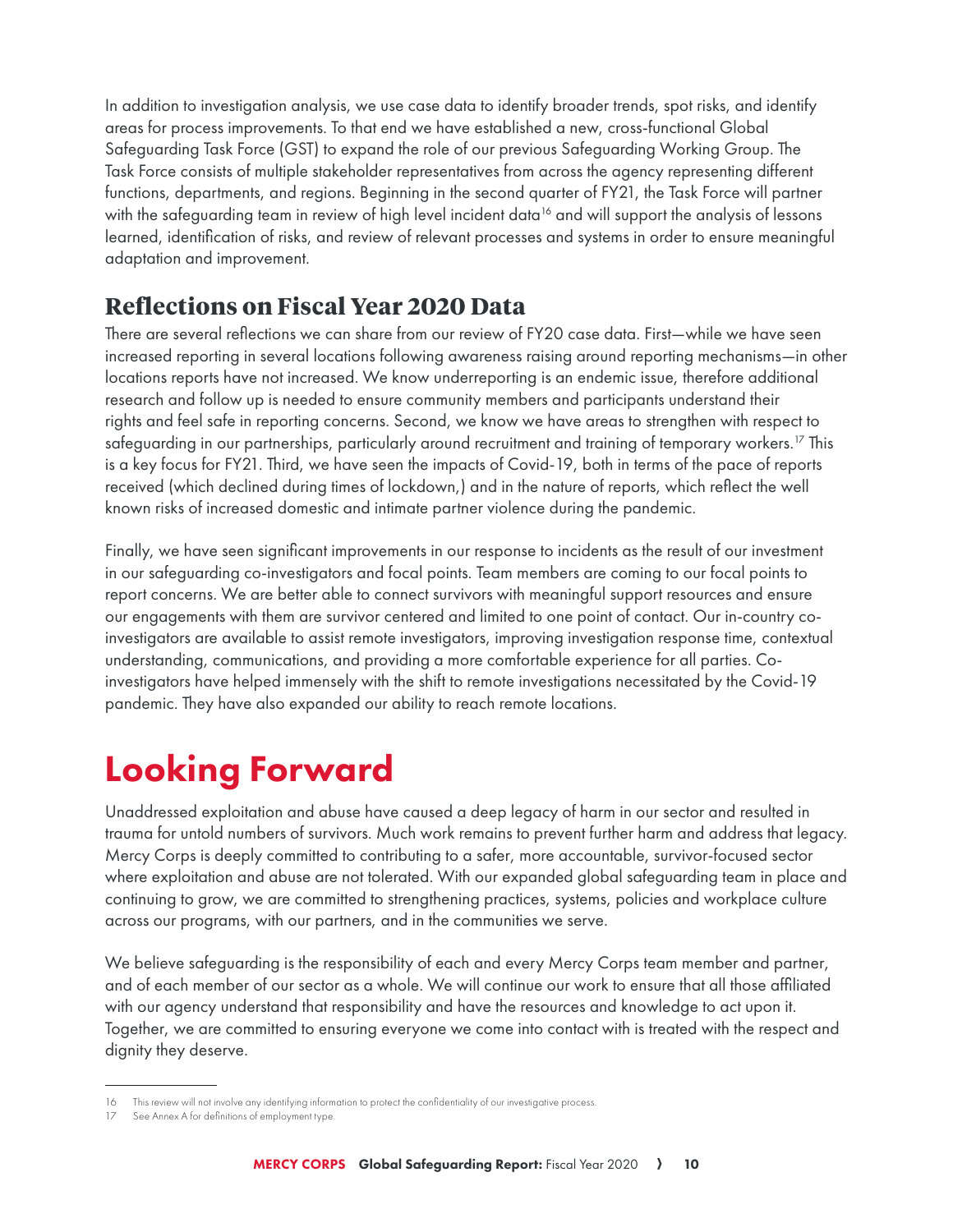In addition to investigation analysis, we use case data to identify broader trends, spot risks, and identify areas for process improvements. To that end we have established a new, cross-functional Global Safeguarding Task Force (GST) to expand the role of our previous Safeguarding Working Group. The Task Force consists of multiple stakeholder representatives from across the agency representing different functions, departments, and regions. Beginning in the second quarter of FY21, the Task Force will partner with the safeguarding team in review of high level incident data[16] and will support the analysis of lessons learned, identification of risks, and review of relevant processes and systems in order to ensure meaningful adaptation and improvement.

## Reflections on Fiscal Year 2020 Data

There are several reflections we can share from our review of FY20 case data. First—while we have seen increased reporting in several locations following awareness raising around reporting mechanisms—in other locations reports have not increased. We know underreporting is an endemic issue, therefore additional research and follow up is needed to ensure community members and participants understand their rights and feel safe in reporting concerns. Second, we know we have areas to strengthen with respect to safeguarding in our partnerships, particularly around recruitment and training of temporary workers.[17] This is a key focus for FY21. Third, we have seen the impacts of Covid-19, both in terms of the pace of reports received (which declined during times of lockdown,) and in the nature of reports, which reflect the well known risks of increased domestic and intimate partner violence during the pandemic.

Finally, we have seen significant improvements in our response to incidents as the result of our investment in our safeguarding co-investigators and focal points. Team members are coming to our focal points to report concerns. We are better able to connect survivors with meaningful support resources and ensure our engagements with them are survivor centered and limited to one point of contact. Our in-country co-investigators are available to assist remote investigators, improving investigation response time, contextual understanding, communications, and providing a more comfortable experience for all parties. Co-investigators have helped immensely with the shift to remote investigations necessitated by the Covid-19 pandemic. They have also expanded our ability to reach remote locations.

# Looking Forward

Unaddressed exploitation and abuse have caused a deep legacy of harm in our sector and resulted in trauma for untold numbers of survivors. Much work remains to prevent further harm and address that legacy. Mercy Corps is deeply committed to contributing to a safer, more accountable, survivor-focused sector where exploitation and abuse are not tolerated. With our expanded global safeguarding team in place and continuing to grow, we are committed to strengthening practices, systems, policies and workplace culture across our programs, with our partners, and in the communities we serve.

We believe safeguarding is the responsibility of each and every Mercy Corps team member and partner, and of each member of our sector as a whole. We will continue our work to ensure that all those affiliated with our agency understand that responsibility and have the resources and knowledge to act upon it. Together, we are committed to ensuring everyone we come into contact with is treated with the respect and dignity they deserve.

---

16 This review will not involve any identifying information to protect the confidentiality of our investigative process.

17 See Annex A for definitions of employment type.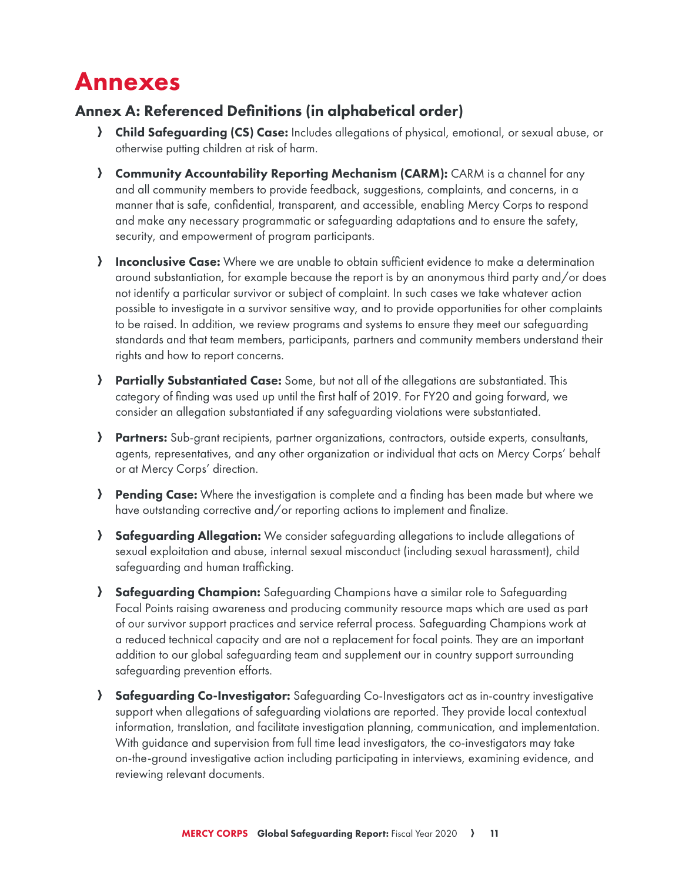# Annexes

## Annex A: Referenced Definitions (in alphabetical order)

- **Child Safeguarding (CS) Case:** Includes allegations of physical, emotional, or sexual abuse, or otherwise putting children at risk of harm.
- **Community Accountability Reporting Mechanism (CARM):** CARM is a channel for any and all community members to provide feedback, suggestions, complaints, and concerns, in a manner that is safe, confidential, transparent, and accessible, enabling Mercy Corps to respond and make any necessary programmatic or safeguarding adaptations and to ensure the safety, security, and empowerment of program participants.
- **Inconclusive Case:** Where we are unable to obtain sufficient evidence to make a determination around substantiation, for example because the report is by an anonymous third party and/or does not identify a particular survivor or subject of complaint. In such cases we take whatever action possible to investigate in a survivor sensitive way, and to provide opportunities for other complaints to be raised. In addition, we review programs and systems to ensure they meet our safeguarding standards and that team members, participants, partners and community members understand their rights and how to report concerns.
- **Partially Substantiated Case:** Some, but not all of the allegations are substantiated. This category of finding was used up until the first half of 2019. For FY20 and going forward, we consider an allegation substantiated if any safeguarding violations were substantiated.
- **Partners:** Sub-grant recipients, partner organizations, contractors, outside experts, consultants, agents, representatives, and any other organization or individual that acts on Mercy Corps' behalf or at Mercy Corps' direction.
- **Pending Case:** Where the investigation is complete and a finding has been made but where we have outstanding corrective and/or reporting actions to implement and finalize.
- **Safeguarding Allegation:** We consider safeguarding allegations to include allegations of sexual exploitation and abuse, internal sexual misconduct (including sexual harassment), child safeguarding and human trafficking.
- **Safeguarding Champion:** Safeguarding Champions have a similar role to Safeguarding Focal Points raising awareness and producing community resource maps which are used as part of our survivor support practices and service referral process. Safeguarding Champions work at a reduced technical capacity and are not a replacement for focal points. They are an important addition to our global safeguarding team and supplement our in country support surrounding safeguarding prevention efforts.
- **Safeguarding Co-Investigator:** Safeguarding Co-Investigators act as in-country investigative support when allegations of safeguarding violations are reported. They provide local contextual information, translation, and facilitate investigation planning, communication, and implementation. With guidance and supervision from full time lead investigators, the co-investigators may take on-the-ground investigative action including participating in interviews, examining evidence, and reviewing relevant documents.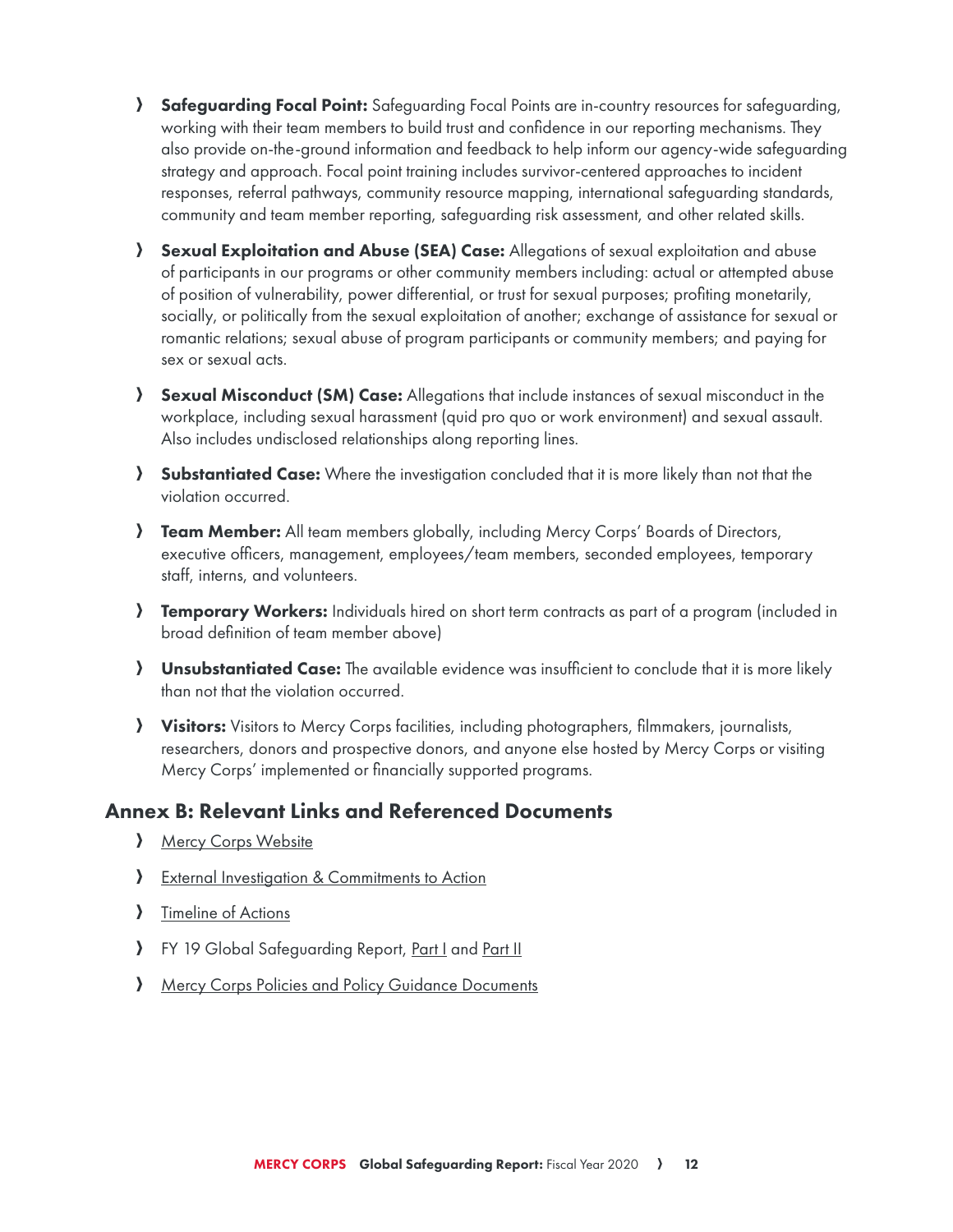- **Safeguarding Focal Point:** Safeguarding Focal Points are in-country resources for safeguarding, working with their team members to build trust and confidence in our reporting mechanisms. They also provide on-the-ground information and feedback to help inform our agency-wide safeguarding strategy and approach. Focal point training includes survivor-centered approaches to incident responses, referral pathways, community resource mapping, international safeguarding standards, community and team member reporting, safeguarding risk assessment, and other related skills.
- **Sexual Exploitation and Abuse (SEA) Case:** Allegations of sexual exploitation and abuse of participants in our programs or other community members including: actual or attempted abuse of position of vulnerability, power differential, or trust for sexual purposes; profiting monetarily, socially, or politically from the sexual exploitation of another; exchange of assistance for sexual or romantic relations; sexual abuse of program participants or community members; and paying for sex or sexual acts.
- **Sexual Misconduct (SM) Case:** Allegations that include instances of sexual misconduct in the workplace, including sexual harassment (quid pro quo or work environment) and sexual assault. Also includes undisclosed relationships along reporting lines.
- **Substantiated Case:** Where the investigation concluded that it is more likely than not that the violation occurred.
- **Team Member:** All team members globally, including Mercy Corps' Boards of Directors, executive officers, management, employees/team members, seconded employees, temporary staff, interns, and volunteers.
- **Temporary Workers:** Individuals hired on short term contracts as part of a program (included in broad definition of team member above)
- **Unsubstantiated Case:** The available evidence was insufficient to conclude that it is more likely than not that the violation occurred.
- **Visitors:** Visitors to Mercy Corps facilities, including photographers, filmmakers, journalists, researchers, donors and prospective donors, and anyone else hosted by Mercy Corps or visiting Mercy Corps' implemented or financially supported programs.

## Annex B: Relevant Links and Referenced Documents

- Mercy Corps Website
- External Investigation & Commitments to Action
- Timeline of Actions
- FY 19 Global Safeguarding Report, Part I and Part II
- Mercy Corps Policies and Policy Guidance Documents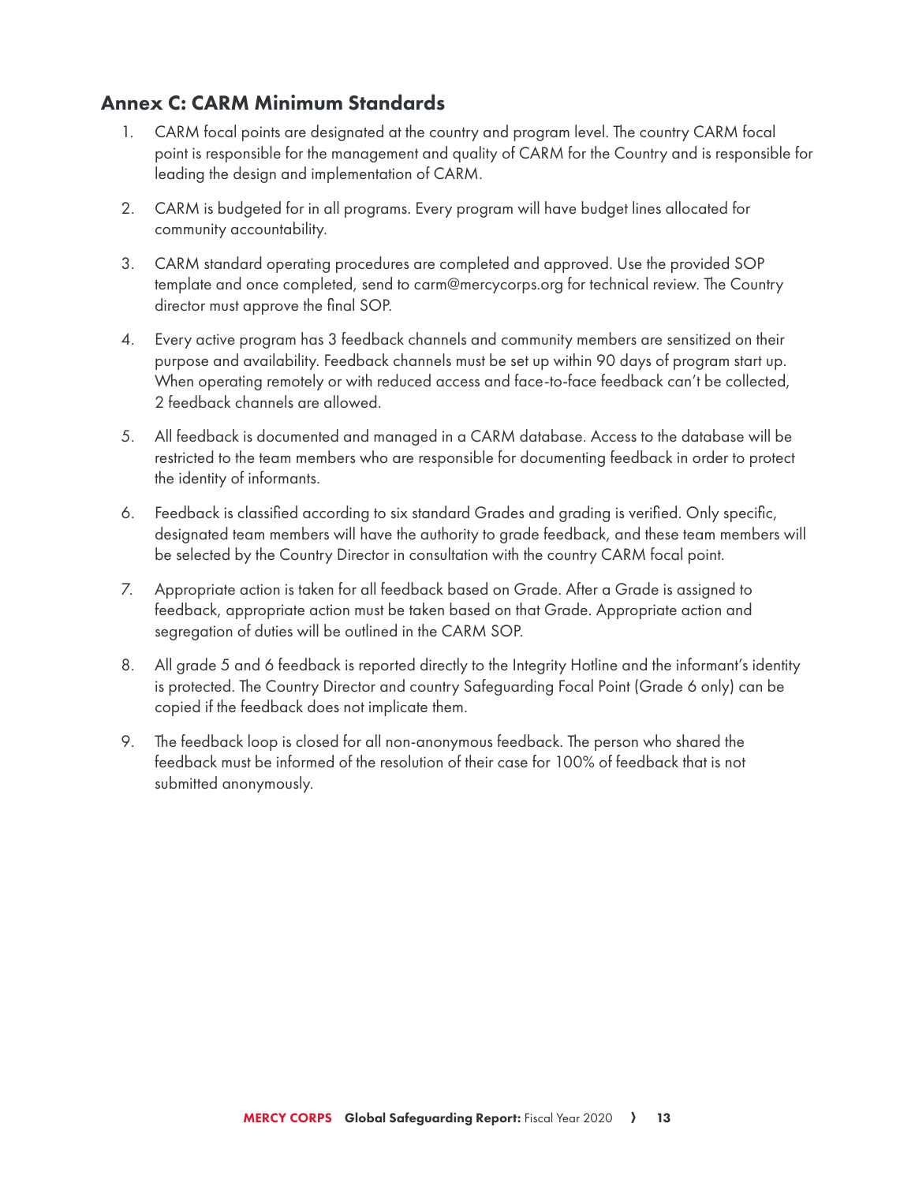## Annex C: CARM Minimum Standards

1. CARM focal points are designated at the country and program level. The country CARM focal point is responsible for the management and quality of CARM for the Country and is responsible for leading the design and implementation of CARM.

2. CARM is budgeted for in all programs. Every program will have budget lines allocated for community accountability.

3. CARM standard operating procedures are completed and approved. Use the provided SOP template and once completed, send to carm@mercycorps.org for technical review. The Country director must approve the final SOP.

4. Every active program has 3 feedback channels and community members are sensitized on their purpose and availability. Feedback channels must be set up within 90 days of program start up. When operating remotely or with reduced access and face-to-face feedback can't be collected, 2 feedback channels are allowed.

5. All feedback is documented and managed in a CARM database. Access to the database will be restricted to the team members who are responsible for documenting feedback in order to protect the identity of informants.

6. Feedback is classified according to six standard Grades and grading is verified. Only specific, designated team members will have the authority to grade feedback, and these team members will be selected by the Country Director in consultation with the country CARM focal point.

7. Appropriate action is taken for all feedback based on Grade. After a Grade is assigned to feedback, appropriate action must be taken based on that Grade. Appropriate action and segregation of duties will be outlined in the CARM SOP.

8. All grade 5 and 6 feedback is reported directly to the Integrity Hotline and the informant's identity is protected. The Country Director and country Safeguarding Focal Point (Grade 6 only) can be copied if the feedback does not implicate them.

9. The feedback loop is closed for all non-anonymous feedback. The person who shared the feedback must be informed of the resolution of their case for 100% of feedback that is not submitted anonymously.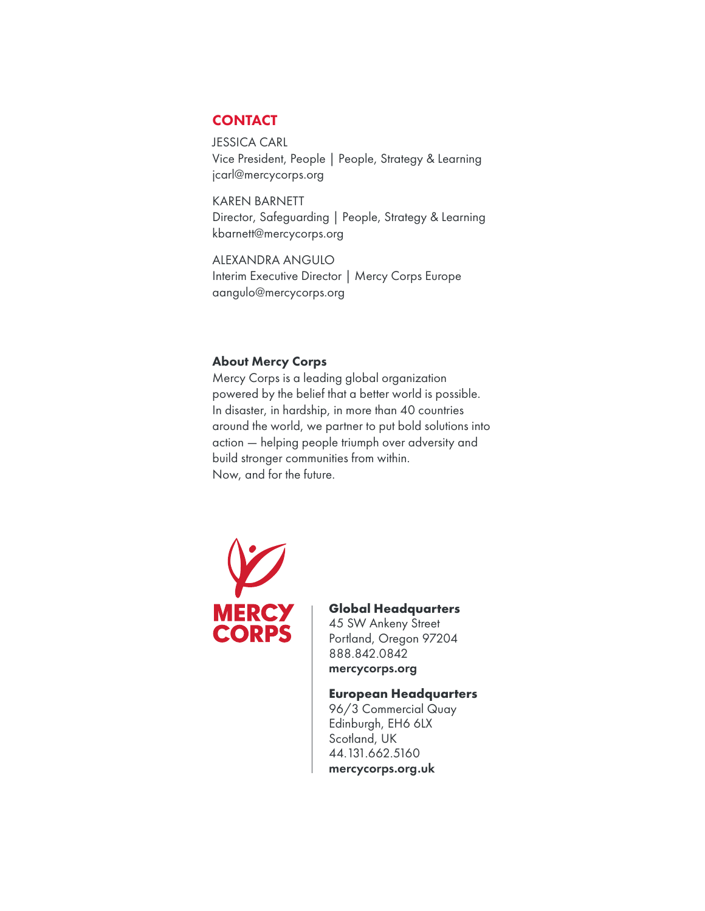## CONTACT

JESSICA CARL
Vice President, People | People, Strategy & Learning
jcarl@mercycorps.org

KAREN BARNETT
Director, Safeguarding | People, Strategy & Learning
kbarnett@mercycorps.org

ALEXANDRA ANGULO
Interim Executive Director | Mercy Corps Europe
aangulo@mercycorps.org

**About Mercy Corps**
Mercy Corps is a leading global organization powered by the belief that a better world is possible. In disaster, in hardship, in more than 40 countries around the world, we partner to put bold solutions into action — helping people triumph over adversity and build stronger communities from within.
Now, and for the future.

MERCY CORPS

**Global Headquarters**
45 SW Ankeny Street
Portland, Oregon 97204
888.842.0842
**mercycorps.org**

**European Headquarters**
96/3 Commercial Quay
Edinburgh, EH6 6LX
Scotland, UK
44.131.662.5160
**mercycorps.org.uk**